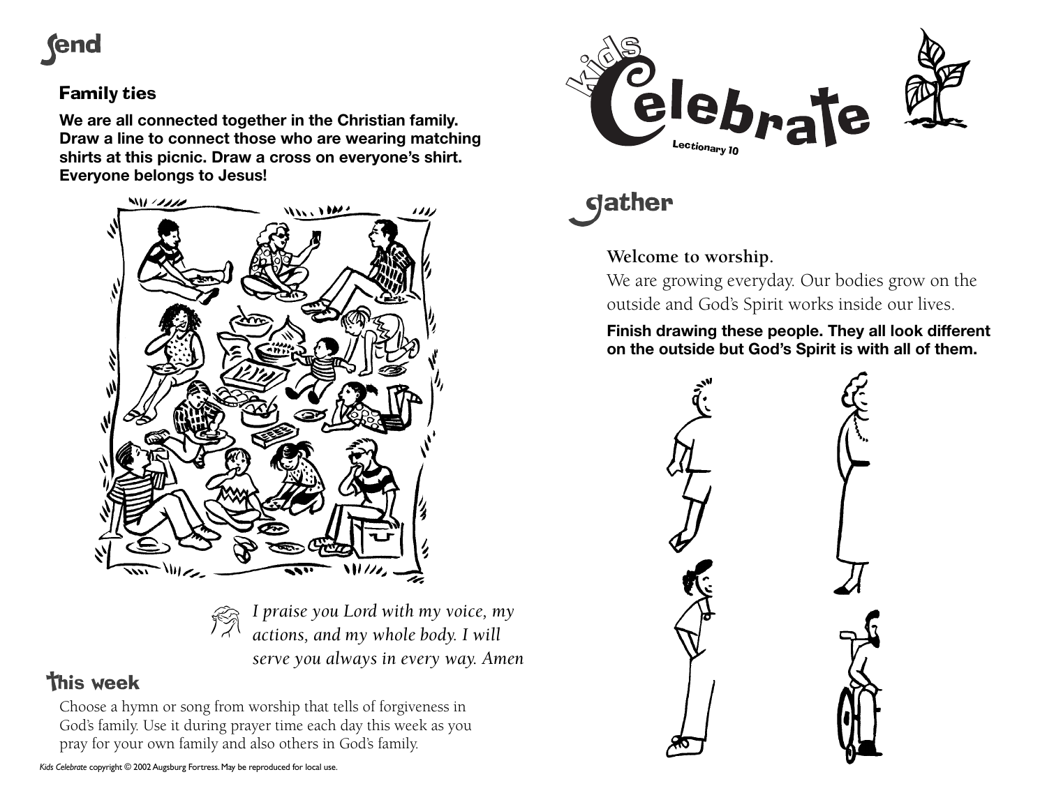# send

## Family ties

**We are all connected together in the Christian family. Draw a line to connect those who are wearing matching shirts at this picnic. Draw a cross on everyone's shirt. Everyone belongs to Jesus!**

*I praise you Lord with my voice, my actions, and my whole body. I will serve you always in every way. Amen*

## This week

Choose a hymn or song from worship that tells of forgiveness in God's family. Use it during prayer time each day this week as you pray for your own family and also others in God's family.

*Kids Celebrate* copyright © 2002 Augsburg Fortress. May be reproduced for local use.

# Kids Celebrate

Lectionary 10

# gather

**Welcome to worship.**

We are growing everyday. Our bodies grow on the outside and God's Spirit works inside our lives.

**Finish drawing these people. They all look different on the outside but God's Spirit is with all of them.**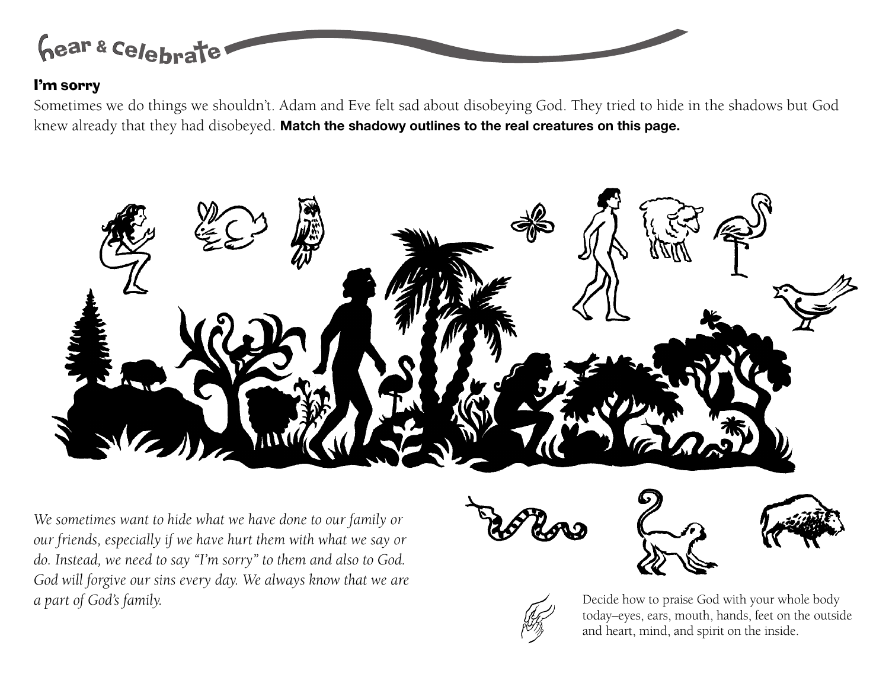## hear & celebrate

### I'm sorry

Sometimes we do things we shouldn't. Adam and Eve felt sad about disobeying God. They tried to hide in the shadows but God knew already that they had disobeyed. **Match the shadowy outlines to the real creatures on this page.**

*We sometimes want to hide what we have done to our family or our friends, especially if we have hurt them with what we say or do. Instead, we need to say "I'm sorry" to them and also to God. God will forgive our sins every day. We always know that we are a part of God's family.*

Decide how to praise God with your whole body today–eyes, ears, mouth, hands, feet on the outside and heart, mind, and spirit on the inside.